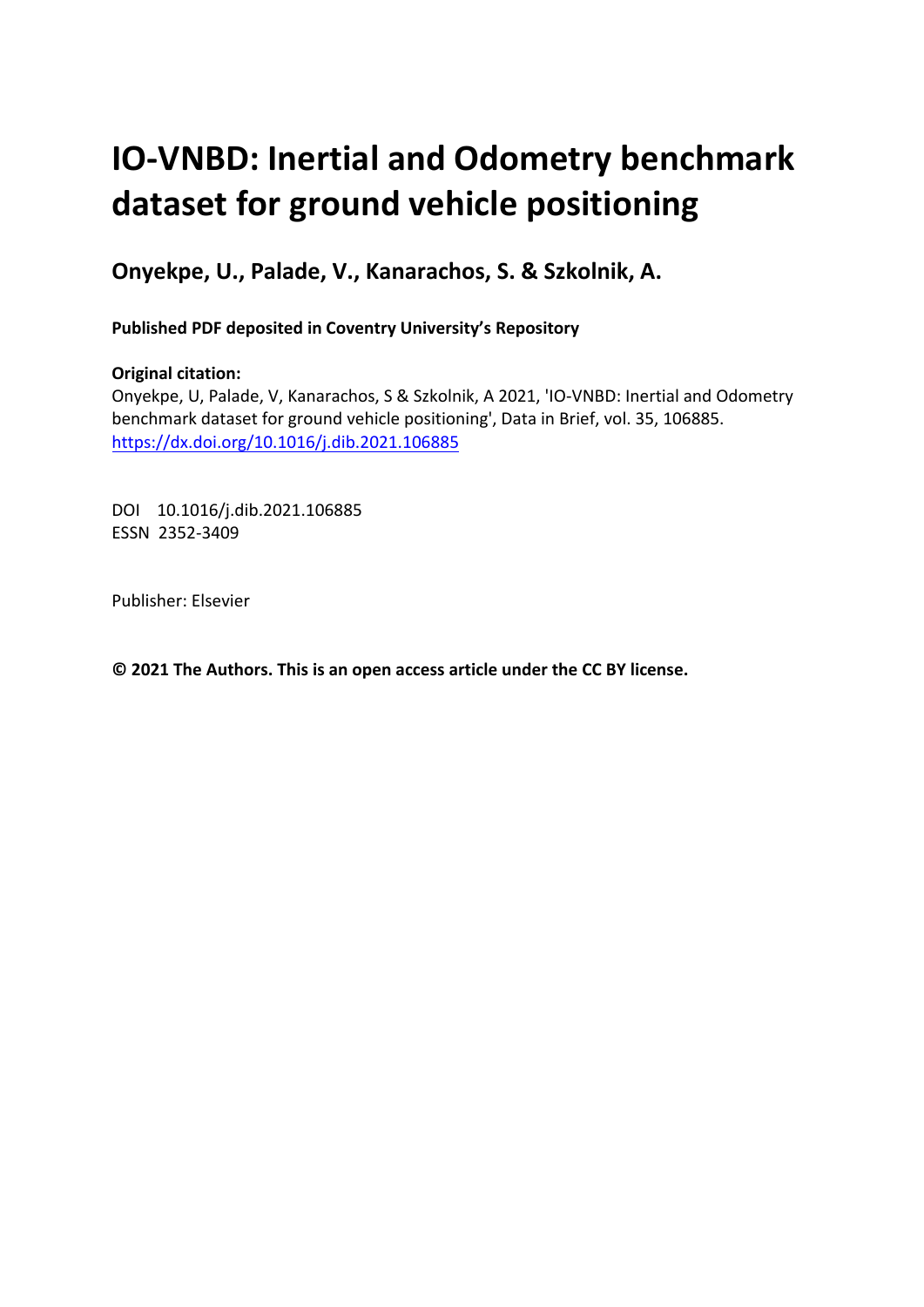# IO-VNBD: Inertial and Odometry benchmark dataset for ground vehicle positioning

**Onyekpe, U., Palade, V., Kanarachos, S. & Szkolnik, A.**

**Published PDF deposited in Coventry University's Repository**

**Original citation:**

Onyekpe, U, Palade, V, Kanarachos, S & Szkolnik, A 2021, 'IO-VNBD: Inertial and Odometry benchmark dataset for ground vehicle positioning', Data in Brief, vol. 35, 106885.
https://dx.doi.org/10.1016/j.dib.2021.106885

DOI 10.1016/j.dib.2021.106885
ESSN 2352-3409

Publisher: Elsevier

**© 2021 The Authors. This is an open access article under the CC BY license.**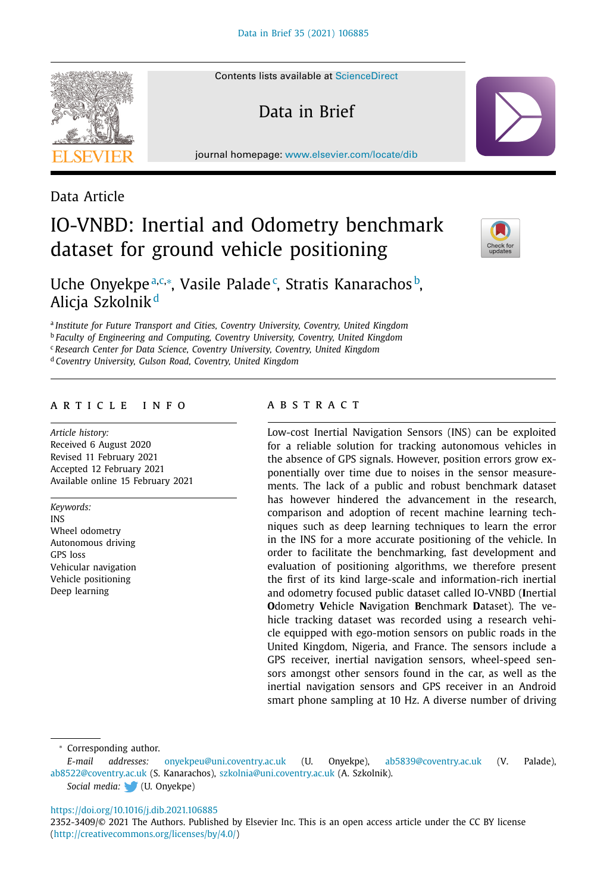Data Article

# IO-VNBD: Inertial and Odometry benchmark dataset for ground vehicle positioning

Uche Onyekpe[a,c,*], Vasile Palade[c], Stratis Kanarachos[b], Alicja Szkolnik[d]

[a] *Institute for Future Transport and Cities, Coventry University, Coventry, United Kingdom*
[b] *Faculty of Engineering and Computing, Coventry University, Coventry, United Kingdom*
[c] *Research Center for Data Science, Coventry University, Coventry, United Kingdom*
[d] *Coventry University, Gulson Road, Coventry, United Kingdom*

## ARTICLE INFO

*Article history:*
Received 6 August 2020
Revised 11 February 2021
Accepted 12 February 2021
Available online 15 February 2021

*Keywords:*
INS
Wheel odometry
Autonomous driving
GPS loss
Vehicular navigation
Vehicle positioning
Deep learning

## ABSTRACT

Low-cost Inertial Navigation Sensors (INS) can be exploited for a reliable solution for tracking autonomous vehicles in the absence of GPS signals. However, position errors grow exponentially over time due to noises in the sensor measurements. The lack of a public and robust benchmark dataset has however hindered the advancement in the research, comparison and adoption of recent machine learning techniques such as deep learning techniques to learn the error in the INS for a more accurate positioning of the vehicle. In order to facilitate the benchmarking, fast development and evaluation of positioning algorithms, we therefore present the first of its kind large-scale and information-rich inertial and odometry focused public dataset called IO-VNBD (**I**nertial **O**dometry **V**ehicle **N**avigation **B**enchmark **D**ataset). The vehicle tracking dataset was recorded using a research vehicle equipped with ego-motion sensors on public roads in the United Kingdom, Nigeria, and France. The sensors include a GPS receiver, inertial navigation sensors, wheel-speed sensors amongst other sensors found in the car, as well as the inertial navigation sensors and GPS receiver in an Android smart phone sampling at 10 Hz. A diverse number of driving

\* Corresponding author.
*E-mail addresses:* onyekpeu@uni.coventry.ac.uk (U. Onyekpe), ab5839@coventry.ac.uk (V. Palade), ab8522@coventry.ac.uk (S. Kanarachos), szkolnia@uni.coventry.ac.uk (A. Szkolnik).
*Social media:* (U. Onyekpe)

https://doi.org/10.1016/j.dib.2021.106885
2352-3409/© 2021 The Authors. Published by Elsevier Inc. This is an open access article under the CC BY license (http://creativecommons.org/licenses/by/4.0/)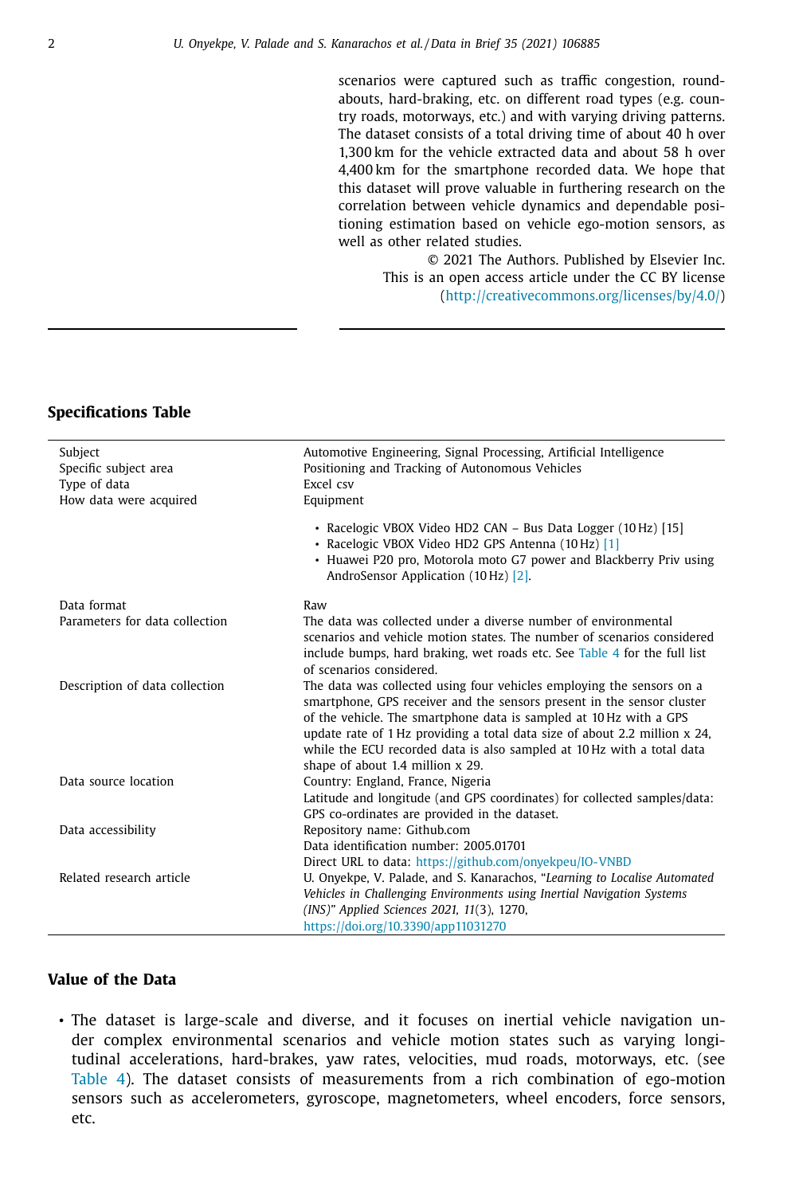scenarios were captured such as traffic congestion, roundabouts, hard-braking, etc. on different road types (e.g. country roads, motorways, etc.) and with varying driving patterns. The dataset consists of a total driving time of about 40 h over 1,300 km for the vehicle extracted data and about 58 h over 4,400 km for the smartphone recorded data. We hope that this dataset will prove valuable in furthering research on the correlation between vehicle dynamics and dependable positioning estimation based on vehicle ego-motion sensors, as well as other related studies.

© 2021 The Authors. Published by Elsevier Inc. This is an open access article under the CC BY license (http://creativecommons.org/licenses/by/4.0/)

## Specifications Table

| | |
|---|---|
| Subject | Automotive Engineering, Signal Processing, Artificial Intelligence |
| Specific subject area | Positioning and Tracking of Autonomous Vehicles |
| Type of data | Excel csv |
| How data were acquired | Equipment<br>• Racelogic VBOX Video HD2 CAN – Bus Data Logger (10 Hz) [15]<br>• Racelogic VBOX Video HD2 GPS Antenna (10 Hz) [1]<br>• Huawei P20 pro, Motorola moto G7 power and Blackberry Priv using AndroSensor Application (10 Hz) [2]. |
| Data format | Raw |
| Parameters for data collection | The data was collected under a diverse number of environmental scenarios and vehicle motion states. The number of scenarios considered include bumps, hard braking, wet roads etc. See Table 4 for the full list of scenarios considered. |
| Description of data collection | The data was collected using four vehicles employing the sensors on a smartphone, GPS receiver and the sensors present in the sensor cluster of the vehicle. The smartphone data is sampled at 10 Hz with a GPS update rate of 1 Hz providing a total data size of about 2.2 million x 24, while the ECU recorded data is also sampled at 10 Hz with a total data shape of about 1.4 million x 29. |
| Data source location | Country: England, France, Nigeria<br>Latitude and longitude (and GPS coordinates) for collected samples/data: GPS co-ordinates are provided in the dataset. |
| Data accessibility | Repository name: Github.com<br>Data identification number: 2005.01701<br>Direct URL to data: https://github.com/onyekpeu/IO-VNBD |
| Related research article | U. Onyekpe, V. Palade, and S. Kanarachos, "*Learning to Localise Automated Vehicles in Challenging Environments using Inertial Navigation Systems (INS)*" *Applied Sciences 2021, 11*(3), 1270, https://doi.org/10.3390/app11031270 |

## Value of the Data

- The dataset is large-scale and diverse, and it focuses on inertial vehicle navigation under complex environmental scenarios and vehicle motion states such as varying longitudinal accelerations, hard-brakes, yaw rates, velocities, mud roads, motorways, etc. (see Table 4). The dataset consists of measurements from a rich combination of ego-motion sensors such as accelerometers, gyroscope, magnetometers, wheel encoders, force sensors, etc.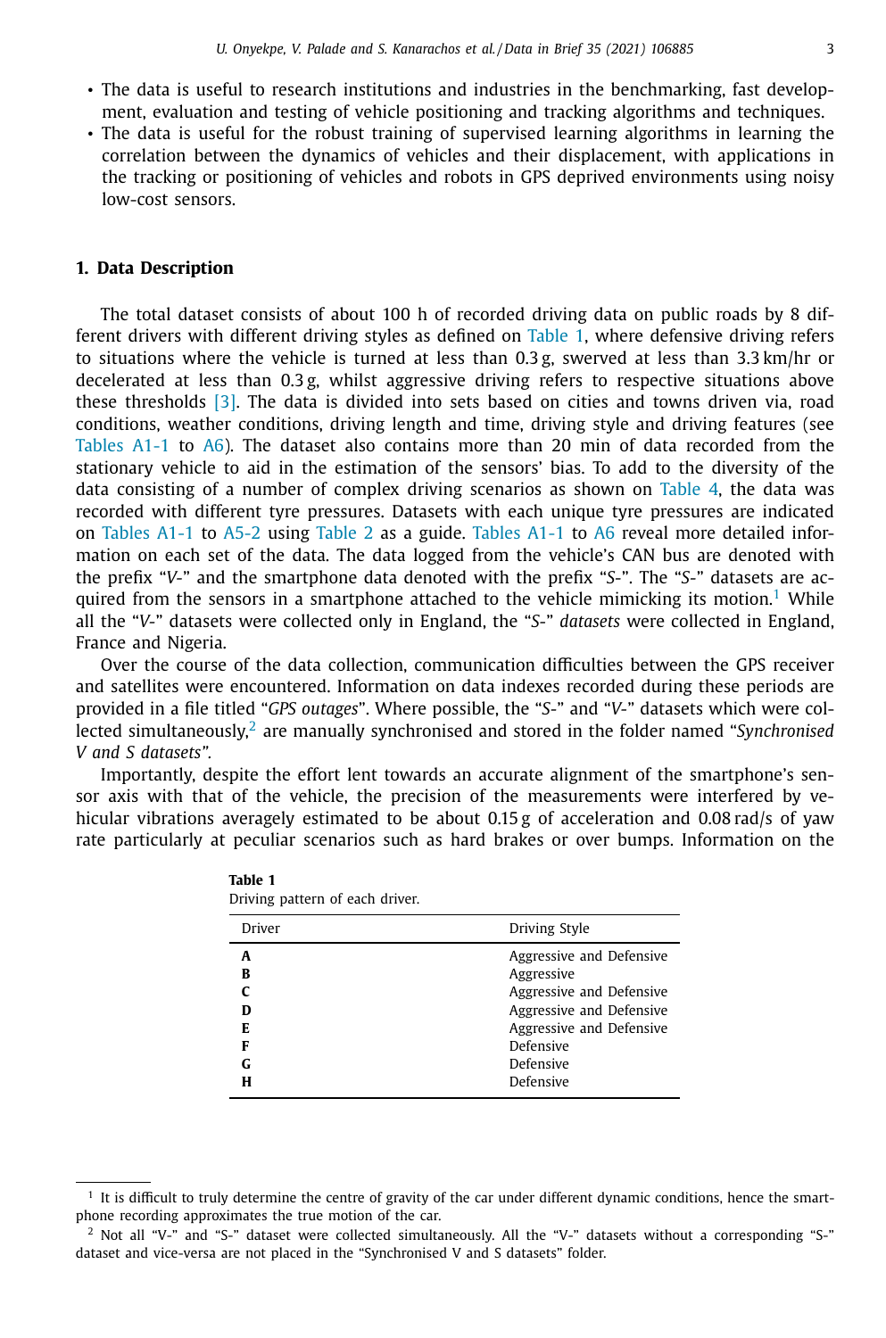- The data is useful to research institutions and industries in the benchmarking, fast development, evaluation and testing of vehicle positioning and tracking algorithms and techniques.
- The data is useful for the robust training of supervised learning algorithms in learning the correlation between the dynamics of vehicles and their displacement, with applications in the tracking or positioning of vehicles and robots in GPS deprived environments using noisy low-cost sensors.

## 1. Data Description

The total dataset consists of about 100 h of recorded driving data on public roads by 8 different drivers with different driving styles as defined on Table 1, where defensive driving refers to situations where the vehicle is turned at less than 0.3 g, swerved at less than 3.3 km/hr or decelerated at less than 0.3 g, whilst aggressive driving refers to respective situations above these thresholds [3]. The data is divided into sets based on cities and towns driven via, road conditions, weather conditions, driving length and time, driving style and driving features (see Tables A1-1 to A6). The dataset also contains more than 20 min of data recorded from the stationary vehicle to aid in the estimation of the sensors' bias. To add to the diversity of the data consisting of a number of complex driving scenarios as shown on Table 4, the data was recorded with different tyre pressures. Datasets with each unique tyre pressures are indicated on Tables A1-1 to A5-2 using Table 2 as a guide. Tables A1-1 to A6 reveal more detailed information on each set of the data. The data logged from the vehicle's CAN bus are denoted with the prefix "*V*-" and the smartphone data denoted with the prefix "*S*-". The "*S*-" datasets are acquired from the sensors in a smartphone attached to the vehicle mimicking its motion.[1] While all the "*V*-" datasets were collected only in England, the "*S*-" *datasets* were collected in England, France and Nigeria.

Over the course of the data collection, communication difficulties between the GPS receiver and satellites were encountered. Information on data indexes recorded during these periods are provided in a file titled "*GPS outages*". Where possible, the "*S*-" and "*V*-" datasets which were collected simultaneously,[2] are manually synchronised and stored in the folder named "*Synchronised V and S datasets".*

Importantly, despite the effort lent towards an accurate alignment of the smartphone's sensor axis with that of the vehicle, the precision of the measurements were interfered by vehicular vibrations averagely estimated to be about 0.15 g of acceleration and 0.08 rad/s of yaw rate particularly at peculiar scenarios such as hard brakes or over bumps. Information on the

**Table 1**
Driving pattern of each driver.

| Driver | Driving Style |
|---|---|
| **A** | Aggressive and Defensive |
| **B** | Aggressive |
| **C** | Aggressive and Defensive |
| **D** | Aggressive and Defensive |
| **E** | Aggressive and Defensive |
| **F** | Defensive |
| **G** | Defensive |
| **H** | Defensive |

[1] It is difficult to truly determine the centre of gravity of the car under different dynamic conditions, hence the smartphone recording approximates the true motion of the car.

[2] Not all "V-" and "S-" dataset were collected simultaneously. All the "V-" datasets without a corresponding "S-" dataset and vice-versa are not placed in the "Synchronised V and S datasets" folder.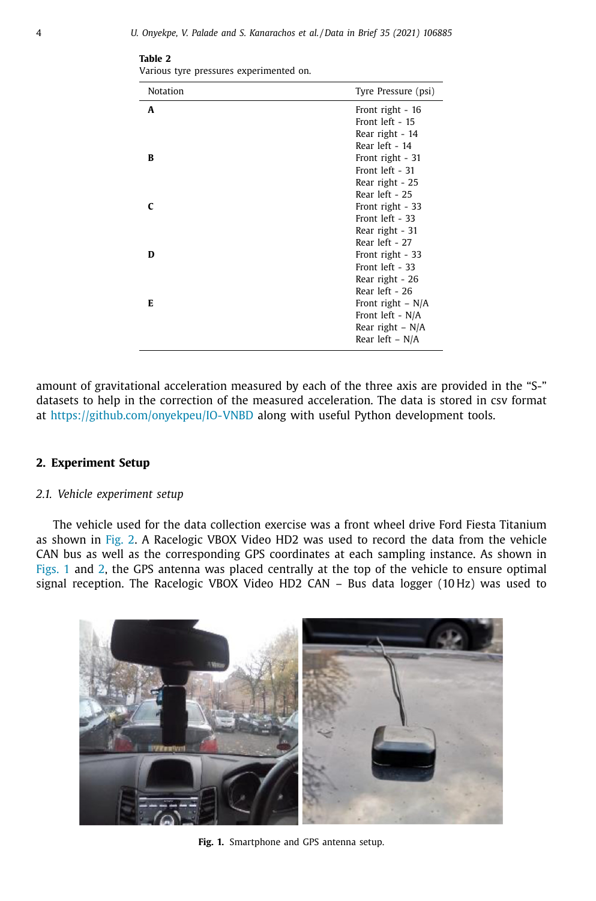**Table 2**
Various tyre pressures experimented on.

| Notation | Tyre Pressure (psi) |
|---|---|
| **A** | Front right - 16 |
| | Front left - 15 |
| | Rear right - 14 |
| | Rear left - 14 |
| **B** | Front right - 31 |
| | Front left - 31 |
| | Rear right - 25 |
| | Rear left - 25 |
| **C** | Front right - 33 |
| | Front left - 33 |
| | Rear right - 31 |
| | Rear left - 27 |
| **D** | Front right - 33 |
| | Front left - 33 |
| | Rear right - 26 |
| | Rear left - 26 |
| **E** | Front right – N/A |
| | Front left - N/A |
| | Rear right – N/A |
| | Rear left – N/A |

amount of gravitational acceleration measured by each of the three axis are provided in the "S-" datasets to help in the correction of the measured acceleration. The data is stored in csv format at https://github.com/onyekpeu/IO-VNBD along with useful Python development tools.

## 2. Experiment Setup

### *2.1. Vehicle experiment setup*

The vehicle used for the data collection exercise was a front wheel drive Ford Fiesta Titanium as shown in Fig. 2. A Racelogic VBOX Video HD2 was used to record the data from the vehicle CAN bus as well as the corresponding GPS coordinates at each sampling instance. As shown in Figs. 1 and 2, the GPS antenna was placed centrally at the top of the vehicle to ensure optimal signal reception. The Racelogic VBOX Video HD2 CAN – Bus data logger (10 Hz) was used to

**Fig. 1.** Smartphone and GPS antenna setup.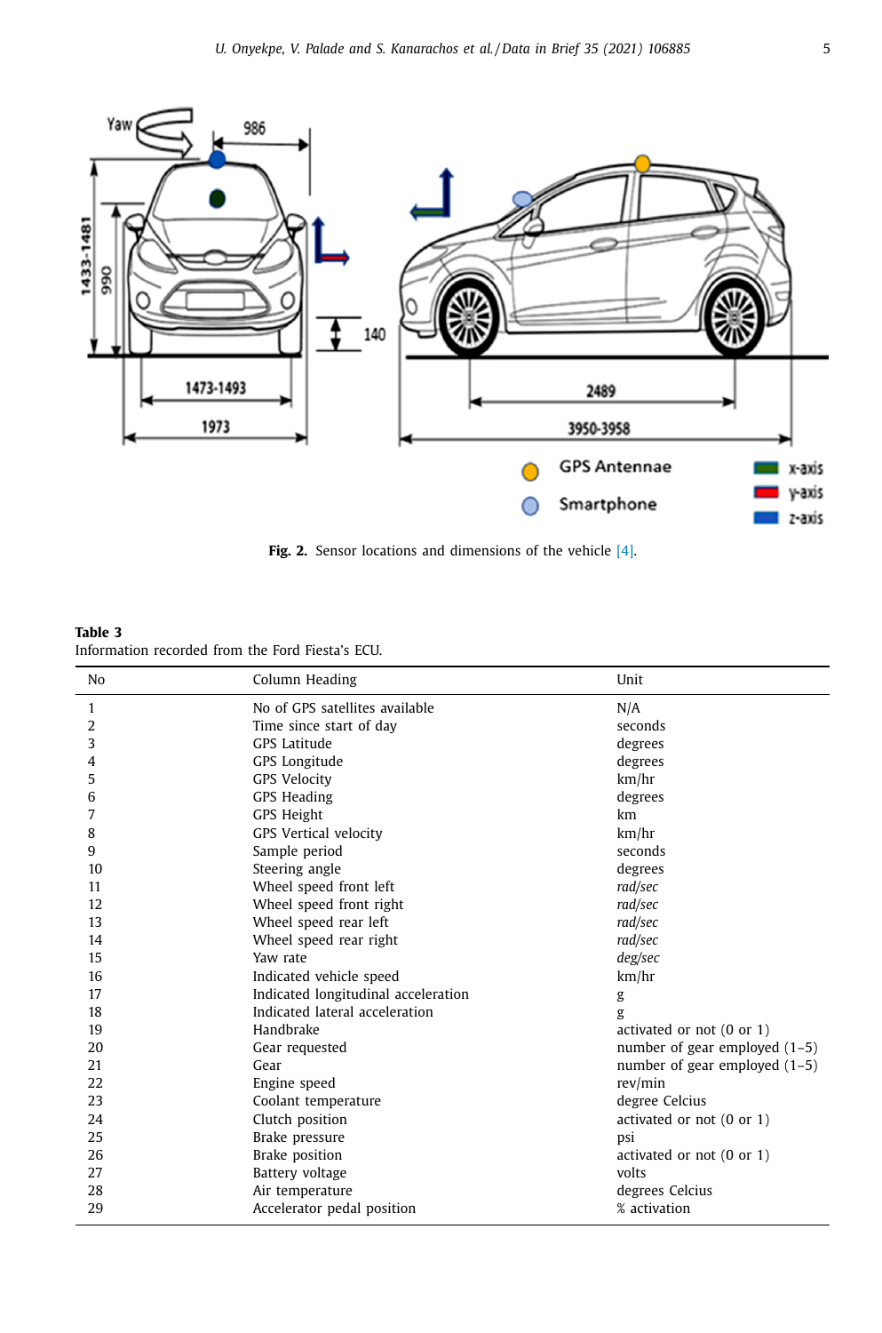**Fig. 2.** Sensor locations and dimensions of the vehicle [4].

**Table 3**
Information recorded from the Ford Fiesta's ECU.

| No | Column Heading | Unit |
|---|---|---|
| 1 | No of GPS satellites available | N/A |
| 2 | Time since start of day | seconds |
| 3 | GPS Latitude | degrees |
| 4 | GPS Longitude | degrees |
| 5 | GPS Velocity | km/hr |
| 6 | GPS Heading | degrees |
| 7 | GPS Height | km |
| 8 | GPS Vertical velocity | km/hr |
| 9 | Sample period | seconds |
| 10 | Steering angle | degrees |
| 11 | Wheel speed front left | *rad/sec* |
| 12 | Wheel speed front right | *rad/sec* |
| 13 | Wheel speed rear left | *rad/sec* |
| 14 | Wheel speed rear right | *rad/sec* |
| 15 | Yaw rate | *deg/sec* |
| 16 | Indicated vehicle speed | km/hr |
| 17 | Indicated longitudinal acceleration | g |
| 18 | Indicated lateral acceleration | g |
| 19 | Handbrake | activated or not (0 or 1) |
| 20 | Gear requested | number of gear employed (1–5) |
| 21 | Gear | number of gear employed (1–5) |
| 22 | Engine speed | rev/min |
| 23 | Coolant temperature | degree Celcius |
| 24 | Clutch position | activated or not (0 or 1) |
| 25 | Brake pressure | psi |
| 26 | Brake position | activated or not (0 or 1) |
| 27 | Battery voltage | volts |
| 28 | Air temperature | degrees Celcius |
| 29 | Accelerator pedal position | % activation |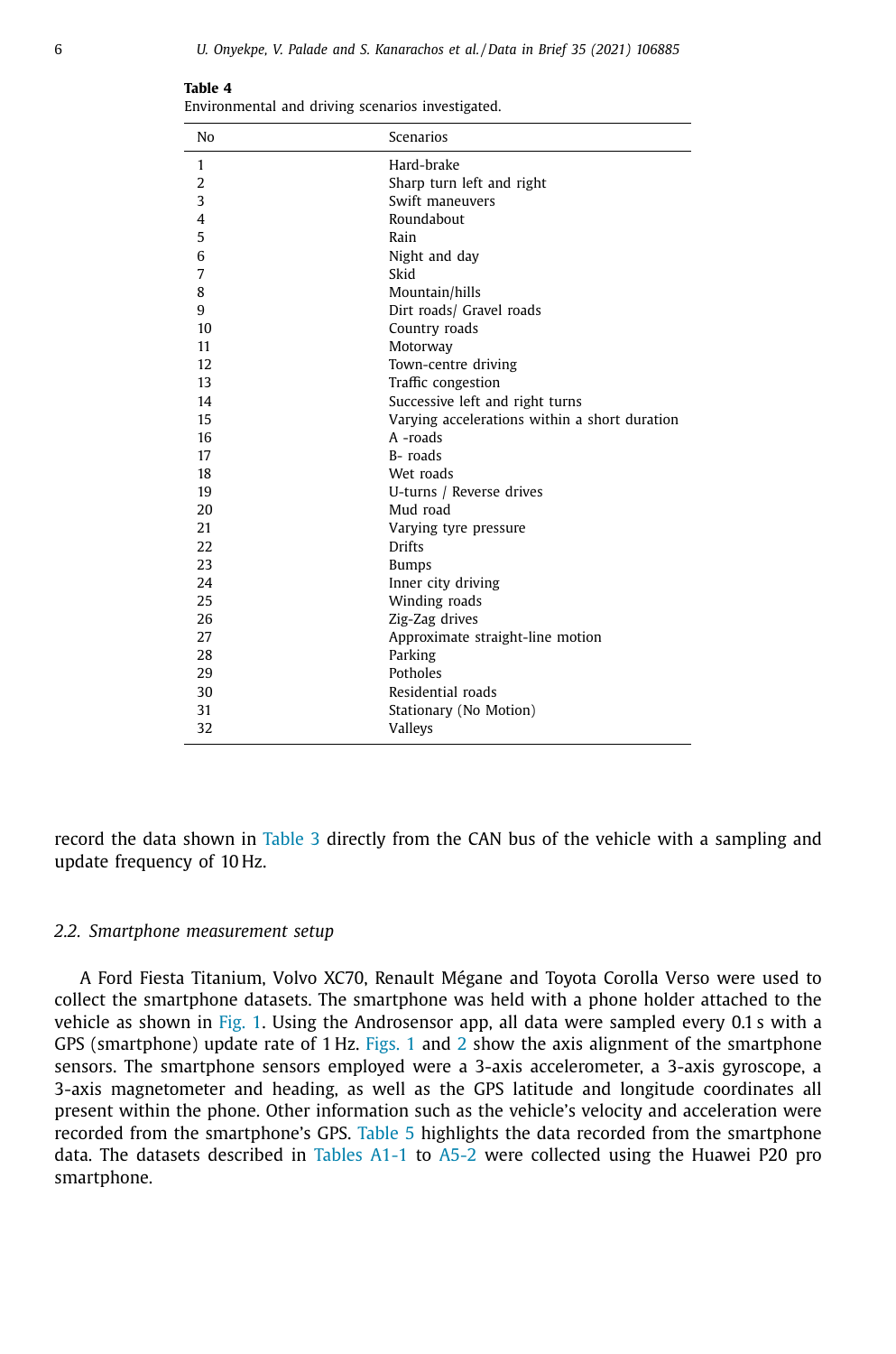**Table 4**
Environmental and driving scenarios investigated.

| No | Scenarios |
|---|---|
| 1 | Hard-brake |
| 2 | Sharp turn left and right |
| 3 | Swift maneuvers |
| 4 | Roundabout |
| 5 | Rain |
| 6 | Night and day |
| 7 | Skid |
| 8 | Mountain/hills |
| 9 | Dirt roads/ Gravel roads |
| 10 | Country roads |
| 11 | Motorway |
| 12 | Town-centre driving |
| 13 | Traffic congestion |
| 14 | Successive left and right turns |
| 15 | Varying accelerations within a short duration |
| 16 | A -roads |
| 17 | B- roads |
| 18 | Wet roads |
| 19 | U-turns / Reverse drives |
| 20 | Mud road |
| 21 | Varying tyre pressure |
| 22 | Drifts |
| 23 | Bumps |
| 24 | Inner city driving |
| 25 | Winding roads |
| 26 | Zig-Zag drives |
| 27 | Approximate straight-line motion |
| 28 | Parking |
| 29 | Potholes |
| 30 | Residential roads |
| 31 | Stationary (No Motion) |
| 32 | Valleys |

record the data shown in Table 3 directly from the CAN bus of the vehicle with a sampling and update frequency of 10 Hz.

### 2.2. Smartphone measurement setup

A Ford Fiesta Titanium, Volvo XC70, Renault Mégane and Toyota Corolla Verso were used to collect the smartphone datasets. The smartphone was held with a phone holder attached to the vehicle as shown in Fig. 1. Using the Androsensor app, all data were sampled every 0.1 s with a GPS (smartphone) update rate of 1 Hz. Figs. 1 and 2 show the axis alignment of the smartphone sensors. The smartphone sensors employed were a 3-axis accelerometer, a 3-axis gyroscope, a 3-axis magnetometer and heading, as well as the GPS latitude and longitude coordinates all present within the phone. Other information such as the vehicle's velocity and acceleration were recorded from the smartphone's GPS. Table 5 highlights the data recorded from the smartphone data. The datasets described in Tables A1-1 to A5-2 were collected using the Huawei P20 pro smartphone.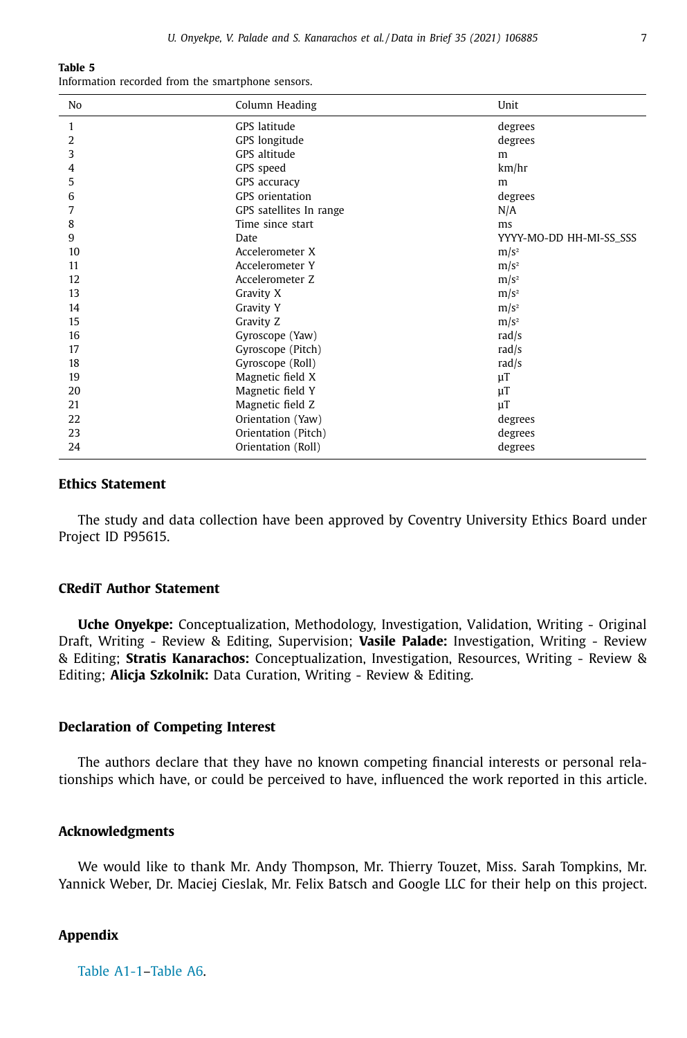**Table 5**
Information recorded from the smartphone sensors.

| No | Column Heading | Unit |
|---|---|---|
| 1 | GPS latitude | degrees |
| 2 | GPS longitude | degrees |
| 3 | GPS altitude | m |
| 4 | GPS speed | km/hr |
| 5 | GPS accuracy | m |
| 6 | GPS orientation | degrees |
| 7 | GPS satellites In range | N/A |
| 8 | Time since start | ms |
| 9 | Date | YYYY-MO-DD HH-MI-SS_SSS |
| 10 | Accelerometer X | $m/s^2$ |
| 11 | Accelerometer Y | $m/s^2$ |
| 12 | Accelerometer Z | $m/s^2$ |
| 13 | Gravity X | $m/s^2$ |
| 14 | Gravity Y | $m/s^2$ |
| 15 | Gravity Z | $m/s^2$ |
| 16 | Gyroscope (Yaw) | rad/s |
| 17 | Gyroscope (Pitch) | rad/s |
| 18 | Gyroscope (Roll) | rad/s |
| 19 | Magnetic field X | µT |
| 20 | Magnetic field Y | µT |
| 21 | Magnetic field Z | µT |
| 22 | Orientation (Yaw) | degrees |
| 23 | Orientation (Pitch) | degrees |
| 24 | Orientation (Roll) | degrees |

## Ethics Statement

The study and data collection have been approved by Coventry University Ethics Board under Project ID P95615.

## CRediT Author Statement

**Uche Onyekpe:** Conceptualization, Methodology, Investigation, Validation, Writing - Original Draft, Writing - Review & Editing, Supervision; **Vasile Palade:** Investigation, Writing - Review & Editing; **Stratis Kanarachos:** Conceptualization, Investigation, Resources, Writing - Review & Editing; **Alicja Szkolnik:** Data Curation, Writing - Review & Editing.

## Declaration of Competing Interest

The authors declare that they have no known competing financial interests or personal relationships which have, or could be perceived to have, influenced the work reported in this article.

## Acknowledgments

We would like to thank Mr. Andy Thompson, Mr. Thierry Touzet, Miss. Sarah Tompkins, Mr. Yannick Weber, Dr. Maciej Cieslak, Mr. Felix Batsch and Google LLC for their help on this project.

## Appendix

Table A1-1–Table A6.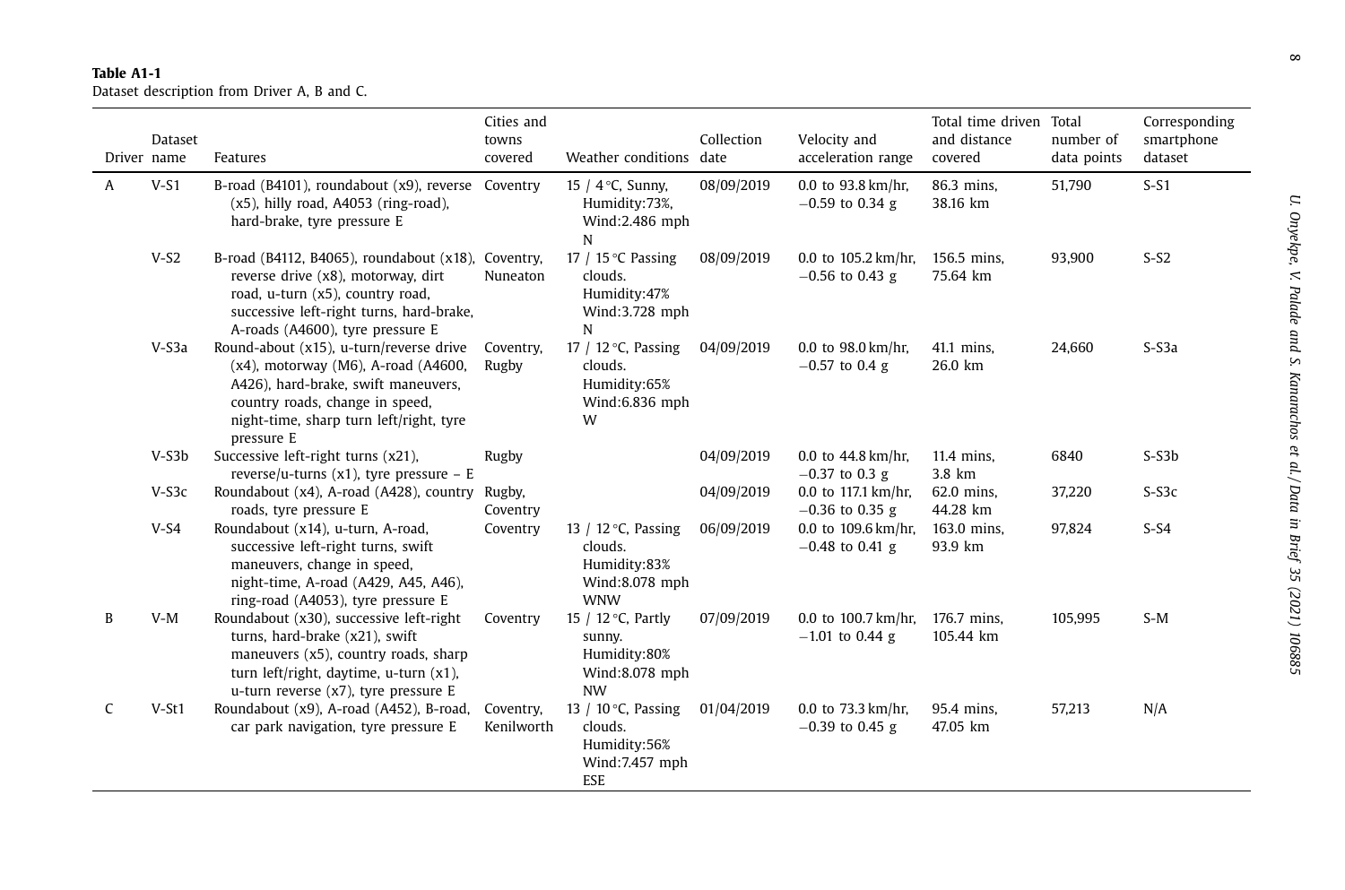**Table A1-1**
Dataset description from Driver A, B and C.

| Driver | Dataset name | Features | Cities and towns covered | Weather conditions | Collection date | Velocity and acceleration range | Total time driven and distance covered | Total number of data points | Corresponding smartphone dataset |
|---|---|---|---|---|---|---|---|---|---|
| A | V-S1 | B-road (B4101), roundabout (x9), reverse (x5), hilly road, A4053 (ring-road), hard-brake, tyre pressure E | Coventry | 15 / 4 °C, Sunny, Humidity:73%, Wind:2.486 mph N | 08/09/2019 | 0.0 to 93.8 km/hr, −0.59 to 0.34 g | 86.3 mins, 38.16 km | 51,790 | S-S1 |
| | V-S2 | B-road (B4112, B4065), roundabout (x18), reverse drive (x8), motorway, dirt road, u-turn (x5), country road, successive left-right turns, hard-brake, A-roads (A4600), tyre pressure E | Coventry, Nuneaton | 17 / 15 °C Passing clouds. Humidity:47% Wind:3.728 mph N | 08/09/2019 | 0.0 to 105.2 km/hr, −0.56 to 0.43 g | 156.5 mins, 75.64 km | 93,900 | S-S2 |
| | V-S3a | Round-about (x15), u-turn/reverse drive (x4), motorway (M6), A-road (A4600, A426), hard-brake, swift maneuvers, country roads, change in speed, night-time, sharp turn left/right, tyre pressure E | Coventry, Rugby | 17 / 12 °C, Passing clouds. Humidity:65% Wind:6.836 mph W | 04/09/2019 | 0.0 to 98.0 km/hr, −0.57 to 0.4 g | 41.1 mins, 26.0 km | 24,660 | S-S3a |
| | V-S3b | Successive left-right turns (x21), reverse/u-turns (x1), tyre pressure – E | Rugby | | 04/09/2019 | 0.0 to 44.8 km/hr, −0.37 to 0.3 g | 11.4 mins, 3.8 km | 6840 | S-S3b |
| | V-S3c | Roundabout (x4), A-road (A428), country roads, tyre pressure E | Rugby, Coventry | | 04/09/2019 | 0.0 to 117.1 km/hr, −0.36 to 0.35 g | 62.0 mins, 44.28 km | 37,220 | S-S3c |
| | V-S4 | Roundabout (x14), u-turn, A-road, successive left-right turns, swift maneuvers, change in speed, night-time, A-road (A429, A45, A46), ring-road (A4053), tyre pressure E | Coventry | 13 / 12 °C, Passing clouds. Humidity:83% Wind:8.078 mph WNW | 06/09/2019 | 0.0 to 109.6 km/hr, −0.48 to 0.41 g | 163.0 mins, 93.9 km | 97,824 | S-S4 |
| B | V-M | Roundabout (x30), successive left-right turns, hard-brake (x21), swift maneuvers (x5), country roads, sharp turn left/right, daytime, u-turn (x1), u-turn reverse (x7), tyre pressure E | Coventry | 15 / 12 °C, Partly sunny. Humidity:80% Wind:8.078 mph NW | 07/09/2019 | 0.0 to 100.7 km/hr, −1.01 to 0.44 g | 176.7 mins, 105.44 km | 105,995 | S-M |
| C | V-St1 | Roundabout (x9), A-road (A452), B-road, car park navigation, tyre pressure E | Coventry, Kenilworth | 13 / 10 °C, Passing clouds. Humidity:56% Wind:7.457 mph ESE | 01/04/2019 | 0.0 to 73.3 km/hr, −0.39 to 0.45 g | 95.4 mins, 47.05 km | 57,213 | N/A |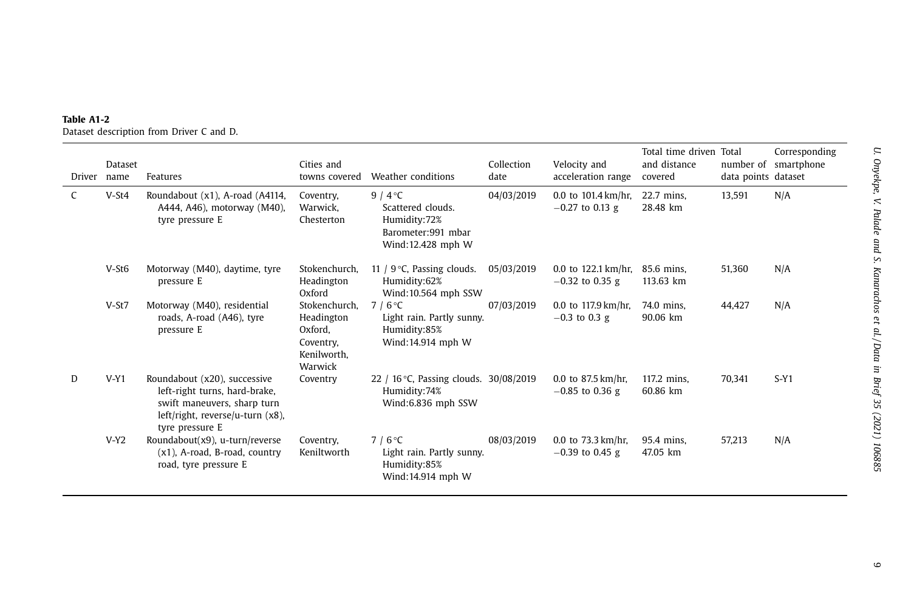**Table A1-2**
Dataset description from Driver C and D.

| Driver | Dataset name | Features | Cities and towns covered | Weather conditions | Collection date | Velocity and acceleration range | Total time driven and distance covered | Total number of data points | Corresponding smartphone dataset |
|---|---|---|---|---|---|---|---|---|---|
| C | V-St4 | Roundabout (x1), A-road (A4114, A444, A46), motorway (M40), tyre pressure E | Coventry, Warwick, Chesterton | 9 / 4 °C Scattered clouds. Humidity:72% Barometer:991 mbar Wind:12.428 mph W | 04/03/2019 | 0.0 to 101.4 km/hr, −0.27 to 0.13 g | 22.7 mins, 28.48 km | 13,591 | N/A |
| | V-St6 | Motorway (M40), daytime, tyre pressure E | Stokenchurch, Headington Oxford | 11 / 9 °C, Passing clouds. Humidity:62% Wind:10.564 mph SSW | 05/03/2019 | 0.0 to 122.1 km/hr, −0.32 to 0.35 g | 85.6 mins, 113.63 km | 51,360 | N/A |
| | V-St7 | Motorway (M40), residential roads, A-road (A46), tyre pressure E | Stokenchurch, Headington Oxford, Coventry, Kenilworth, Warwick | 7 / 6 °C Light rain. Partly sunny. Humidity:85% Wind:14.914 mph W | 07/03/2019 | 0.0 to 117.9 km/hr, −0.3 to 0.3 g | 74.0 mins, 90.06 km | 44,427 | N/A |
| D | V-Y1 | Roundabout (x20), successive left-right turns, hard-brake, swift maneuvers, sharp turn left/right, reverse/u-turn (x8), tyre pressure E | Coventry | 22 / 16 °C, Passing clouds. Humidity:74% Wind:6.836 mph SSW | 30/08/2019 | 0.0 to 87.5 km/hr, −0.85 to 0.36 g | 117.2 mins, 60.86 km | 70,341 | S-Y1 |
| | V-Y2 | Roundabout(x9), u-turn/reverse (x1), A-road, B-road, country road, tyre pressure E | Coventry, Keniltworth | 7 / 6 °C Light rain. Partly sunny. Humidity:85% Wind:14.914 mph W | 08/03/2019 | 0.0 to 73.3 km/hr, −0.39 to 0.45 g | 95.4 mins, 47.05 km | 57,213 | N/A |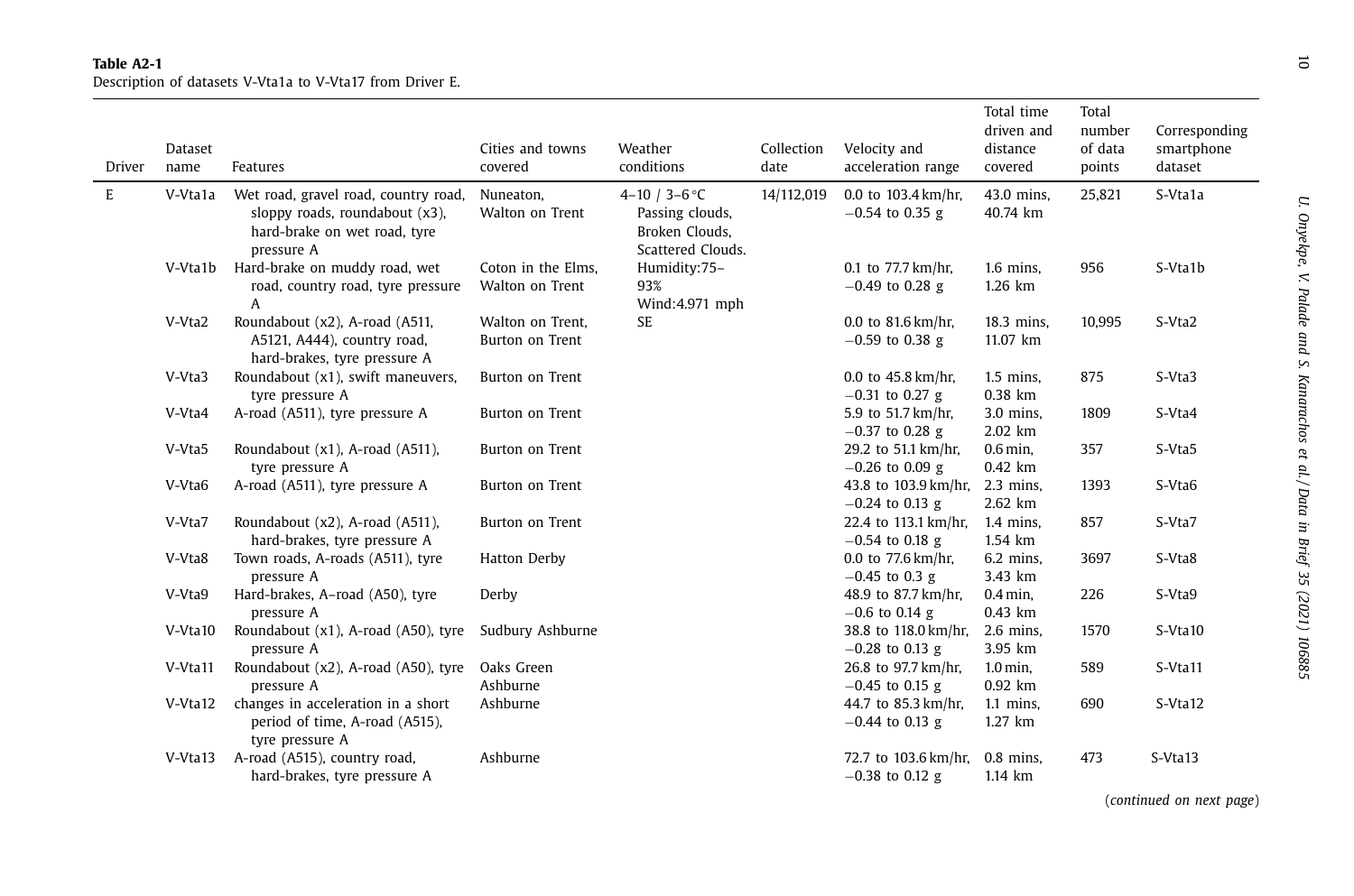**Table A2-1**
Description of datasets V-Vta1a to V-Vta17 from Driver E.

| Driver | Dataset name | Features | Cities and towns covered | Weather conditions | Collection date | Velocity and acceleration range | Total time driven and distance covered | Total number of data points | Corresponding smartphone dataset |
|---|---|---|---|---|---|---|---|---|---|
| E | V-Vta1a | Wet road, gravel road, country road, sloppy roads, roundabout (x3), hard-brake on wet road, tyre pressure A | Nuneaton, Walton on Trent | 4–10 / 3–6 °C Passing clouds, Broken Clouds, Scattered Clouds. Humidity:75–93% Wind:4.971 mph SE | 14/112,019 | 0.0 to 103.4 km/hr, −0.54 to 0.35 g | 43.0 mins, 40.74 km | 25,821 | S-Vta1a |
| | V-Vta1b | Hard-brake on muddy road, wet road, country road, tyre pressure A | Coton in the Elms, Walton on Trent | | | 0.1 to 77.7 km/hr, −0.49 to 0.28 g | 1.6 mins, 1.26 km | 956 | S-Vta1b |
| | V-Vta2 | Roundabout (x2), A-road (A511, A5121, A444), country road, hard-brakes, tyre pressure A | Walton on Trent, Burton on Trent | | | 0.0 to 81.6 km/hr, −0.59 to 0.38 g | 18.3 mins, 11.07 km | 10,995 | S-Vta2 |
| | V-Vta3 | Roundabout (x1), swift maneuvers, tyre pressure A | Burton on Trent | | | 0.0 to 45.8 km/hr, −0.31 to 0.27 g | 1.5 mins, 0.38 km | 875 | S-Vta3 |
| | V-Vta4 | A-road (A511), tyre pressure A | Burton on Trent | | | 5.9 to 51.7 km/hr, −0.37 to 0.28 g | 3.0 mins, 2.02 km | 1809 | S-Vta4 |
| | V-Vta5 | Roundabout (x1), A-road (A511), tyre pressure A | Burton on Trent | | | 29.2 to 51.1 km/hr, −0.26 to 0.09 g | 0.6 min, 0.42 km | 357 | S-Vta5 |
| | V-Vta6 | A-road (A511), tyre pressure A | Burton on Trent | | | 43.8 to 103.9 km/hr, −0.24 to 0.13 g | 2.3 mins, 2.62 km | 1393 | S-Vta6 |
| | V-Vta7 | Roundabout (x2), A-road (A511), hard-brakes, tyre pressure A | Burton on Trent | | | 22.4 to 113.1 km/hr, −0.54 to 0.18 g | 1.4 mins, 1.54 km | 857 | S-Vta7 |
| | V-Vta8 | Town roads, A-roads (A511), tyre pressure A | Hatton Derby | | | 0.0 to 77.6 km/hr, −0.45 to 0.3 g | 6.2 mins, 3.43 km | 3697 | S-Vta8 |
| | V-Vta9 | Hard-brakes, A–road (A50), tyre pressure A | Derby | | | 48.9 to 87.7 km/hr, −0.6 to 0.14 g | 0.4 min, 0.43 km | 226 | S-Vta9 |
| | V-Vta10 | Roundabout (x1), A-road (A50), tyre pressure A | Sudbury Ashburne | | | 38.8 to 118.0 km/hr, −0.28 to 0.13 g | 2.6 mins, 3.95 km | 1570 | S-Vta10 |
| | V-Vta11 | Roundabout (x2), A-road (A50), tyre pressure A | Oaks Green Ashburne | | | 26.8 to 97.7 km/hr, −0.45 to 0.15 g | 1.0 min, 0.92 km | 589 | S-Vta11 |
| | V-Vta12 | changes in acceleration in a short period of time, A-road (A515), tyre pressure A | Ashburne | | | 44.7 to 85.3 km/hr, −0.44 to 0.13 g | 1.1 mins, 1.27 km | 690 | S-Vta12 |
| | V-Vta13 | A-road (A515), country road, hard-brakes, tyre pressure A | Ashburne | | | 72.7 to 103.6 km/hr, −0.38 to 0.12 g | 0.8 mins, 1.14 km | 473 | S-Vta13 |

(*continued on next page*)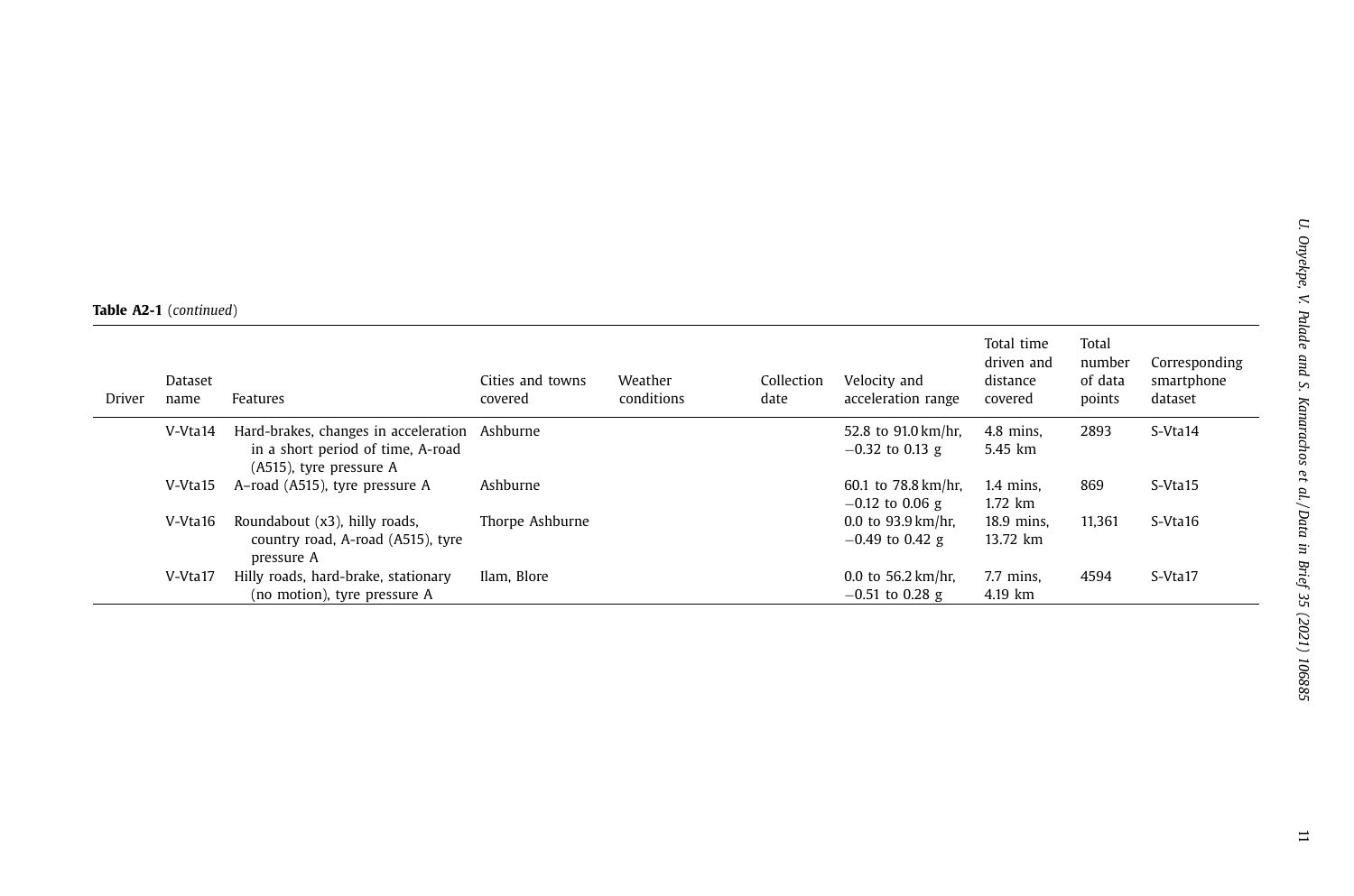**Table A2-1** (*continued*)

| Driver | Dataset name | Features | Cities and towns covered | Weather conditions | Collection date | Velocity and acceleration range | Total time driven and distance covered | Total number of data points | Corresponding smartphone dataset |
|---|---|---|---|---|---|---|---|---|---|
| | V-Vta14 | Hard-brakes, changes in acceleration in a short period of time, A-road (A515), tyre pressure A | Ashburne | | | 52.8 to 91.0 km/hr, −0.32 to 0.13 g | 4.8 mins, 5.45 km | 2893 | S-Vta14 |
| | V-Vta15 | A–road (A515), tyre pressure A | Ashburne | | | 60.1 to 78.8 km/hr, −0.12 to 0.06 g | 1.4 mins, 1.72 km | 869 | S-Vta15 |
| | V-Vta16 | Roundabout (x3), hilly roads, country road, A-road (A515), tyre pressure A | Thorpe Ashburne | | | 0.0 to 93.9 km/hr, −0.49 to 0.42 g | 18.9 mins, 13.72 km | 11,361 | S-Vta16 |
| | V-Vta17 | Hilly roads, hard-brake, stationary (no motion), tyre pressure A | Ilam, Blore | | | 0.0 to 56.2 km/hr, −0.51 to 0.28 g | 7.7 mins, 4.19 km | 4594 | S-Vta17 |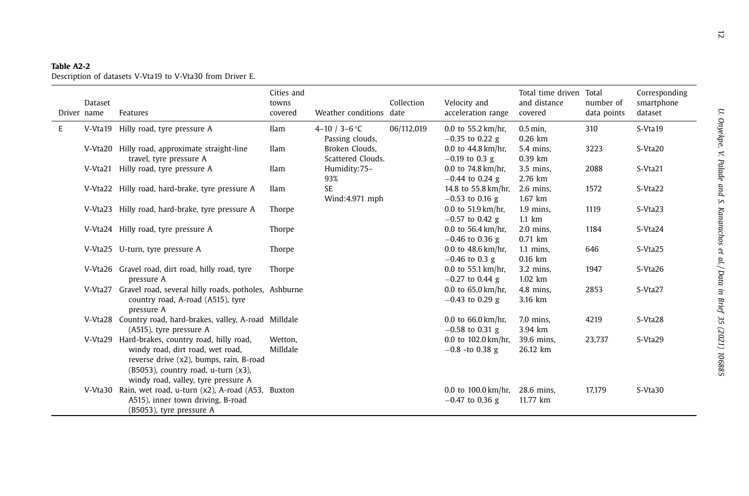**Table A2-2**
Description of datasets V-Vta19 to V-Vta30 from Driver E.

| Driver | Dataset name | Features | Cities and towns covered | Weather conditions | Collection date | Velocity and acceleration range | Total time driven and distance covered | Total number of data points | Corresponding smartphone dataset |
|---|---|---|---|---|---|---|---|---|---|
| E | V-Vta19 | Hilly road, tyre pressure A | Ilam | 4–10 / 3–6 °C Passing clouds, Broken Clouds, Scattered Clouds. Humidity:75–93% SE Wind:4.971 mph | 06/112,019 | 0.0 to 55.2 km/hr, −0.35 to 0.22 g | 0.5 min, 0.26 km | 310 | S-Vta19 |
| | V-Vta20 | Hilly road, approximate straight-line travel, tyre pressure A | Ilam | | | 0.0 to 44.8 km/hr, −0.19 to 0.3 g | 5.4 mins, 0.39 km | 3223 | S-Vta20 |
| | V-Vta21 | Hilly road, tyre pressure A | Ilam | | | 0.0 to 74.8 km/hr, −0.44 to 0.24 g | 3.5 mins, 2.76 km | 2088 | S-Vta21 |
| | V-Vta22 | Hilly road, hard-brake, tyre pressure A | Ilam | | | 14.8 to 55.8 km/hr, −0.53 to 0.16 g | 2.6 mins, 1.67 km | 1572 | S-Vta22 |
| | V-Vta23 | Hilly road, hard-brake, tyre pressure A | Thorpe | | | 0.0 to 51.9 km/hr, −0.57 to 0.42 g | 1.9 mins, 1.1 km | 1119 | S-Vta23 |
| | V-Vta24 | Hilly road, tyre pressure A | Thorpe | | | 0.0 to 56.4 km/hr, −0.46 to 0.36 g | 2.0 mins, 0.71 km | 1184 | S-Vta24 |
| | V-Vta25 | U-turn, tyre pressure A | Thorpe | | | 0.0 to 48.6 km/hr, −0.46 to 0.3 g | 1.1 mins, 0.16 km | 646 | S-Vta25 |
| | V-Vta26 | Gravel road, dirt road, hilly road, tyre pressure A | Thorpe | | | 0.0 to 55.1 km/hr, −0.27 to 0.44 g | 3.2 mins, 1.02 km | 1947 | S-Vta26 |
| | V-Vta27 | Gravel road, several hilly roads, potholes, country road, A-road (A515), tyre pressure A | Ashburne | | | 0.0 to 65.0 km/hr, −0.43 to 0.29 g | 4.8 mins, 3.16 km | 2853 | S-Vta27 |
| | V-Vta28 | Country road, hard-brakes, valley, A-road (A515), tyre pressure A | Milldale | | | 0.0 to 66.0 km/hr, −0.58 to 0.31 g | 7.0 mins, 3.94 km | 4219 | S-Vta28 |
| | V-Vta29 | Hard-brakes, country road, hilly road, windy road, dirt road, wet road, reverse drive (x2), bumps, rain, B-road (B5053), country road, u-turn (x3), windy road, valley, tyre pressure A | Wetton, Milldale | | | 0.0 to 102.0 km/hr, −0.8 -to 0.38 g | 39.6 mins, 26.12 km | 23,737 | S-Vta29 |
| | V-Vta30 | Rain, wet road, u-turn (x2), A-road (A53, A515), inner town driving, B-road (B5053), tyre pressure A | Buxton | | | 0.0 to 100.0 km/hr, −0.47 to 0.36 g | 28.6 mins, 11.77 km | 17,179 | S-Vta30 |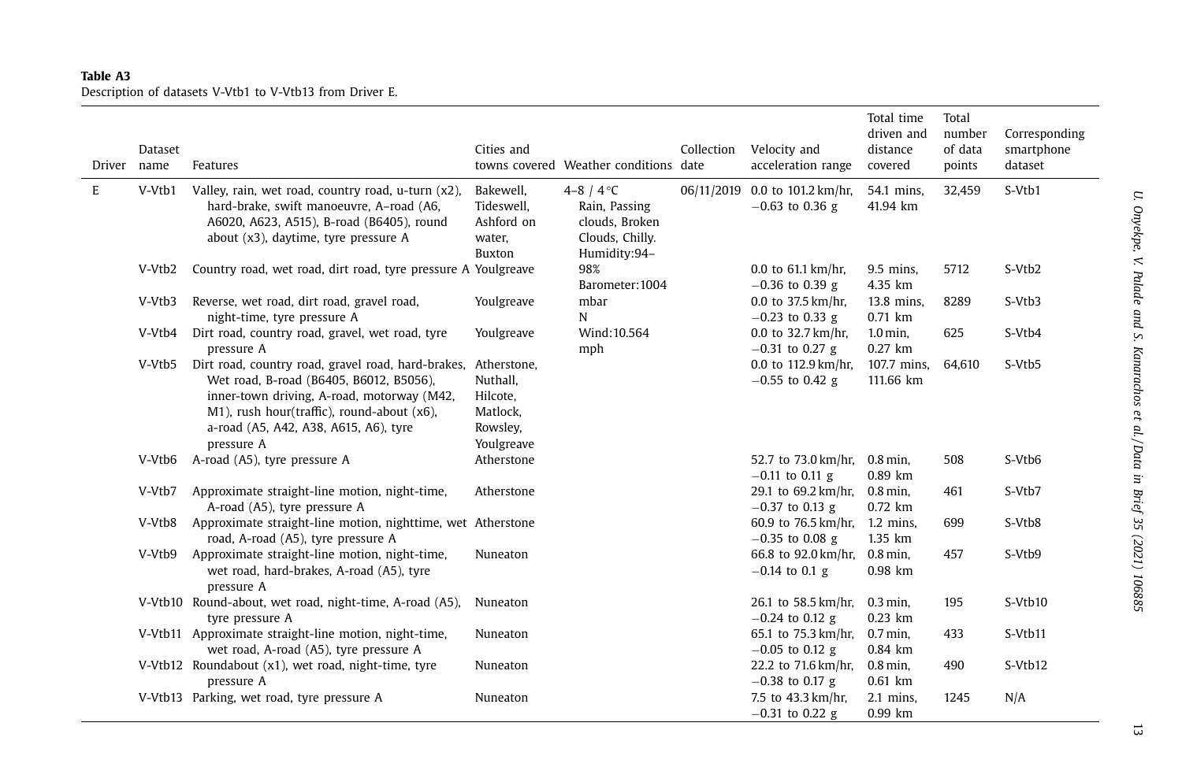**Table A3**
Description of datasets V-Vtb1 to V-Vtb13 from Driver E.

| Driver | Dataset name | Features | Cities and towns covered | Weather conditions | Collection date | Velocity and acceleration range | Total time driven and distance covered | Total number of data points | Corresponding smartphone dataset |
|---|---|---|---|---|---|---|---|---|---|
| E | V-Vtb1 | Valley, rain, wet road, country road, u-turn (x2), hard-brake, swift manoeuvre, A–road (A6, A6020, A623, A515), B-road (B6405), round about (x3), daytime, tyre pressure A | Bakewell, Tideswell, Ashford on water, Buxton | 4–8 / 4 °C Rain, Passing clouds, Broken Clouds, Chilly. Humidity:94–98% Barometer:1004 mbar N Wind:10.564 mph | 06/11/2019 | 0.0 to 101.2 km/hr, −0.63 to 0.36 g | 54.1 mins, 41.94 km | 32,459 | S-Vtb1 |
| | V-Vtb2 | Country road, wet road, dirt road, tyre pressure A | Youlgreave | | | 0.0 to 61.1 km/hr, −0.36 to 0.39 g | 9.5 mins, 4.35 km | 5712 | S-Vtb2 |
| | V-Vtb3 | Reverse, wet road, dirt road, gravel road, night-time, tyre pressure A | Youlgreave | | | 0.0 to 37.5 km/hr, −0.23 to 0.33 g | 13.8 mins, 0.71 km | 8289 | S-Vtb3 |
| | V-Vtb4 | Dirt road, country road, gravel, wet road, tyre pressure A | Youlgreave | | | 0.0 to 32.7 km/hr, −0.31 to 0.27 g | 1.0 min, 0.27 km | 625 | S-Vtb4 |
| | V-Vtb5 | Dirt road, country road, gravel road, hard-brakes, Wet road, B-road (B6405, B6012, B5056), inner-town driving, A-road, motorway (M42, M1), rush hour(traffic), round-about (x6), a-road (A5, A42, A38, A615, A6), tyre pressure A | Atherstone, Nuthall, Hilcote, Matlock, Rowsley, Youlgreave | | | 0.0 to 112.9 km/hr, −0.55 to 0.42 g | 107.7 mins, 111.66 km | 64,610 | S-Vtb5 |
| | V-Vtb6 | A-road (A5), tyre pressure A | Atherstone | | | 52.7 to 73.0 km/hr, −0.11 to 0.11 g | 0.8 min, 0.89 km | 508 | S-Vtb6 |
| | V-Vtb7 | Approximate straight-line motion, night-time, A-road (A5), tyre pressure A | Atherstone | | | 29.1 to 69.2 km/hr, −0.37 to 0.13 g | 0.8 min, 0.72 km | 461 | S-Vtb7 |
| | V-Vtb8 | Approximate straight-line motion, nighttime, wet road, A-road (A5), tyre pressure A | Atherstone | | | 60.9 to 76.5 km/hr, −0.35 to 0.08 g | 1.2 mins, 1.35 km | 699 | S-Vtb8 |
| | V-Vtb9 | Approximate straight-line motion, night-time, wet road, hard-brakes, A-road (A5), tyre pressure A | Nuneaton | | | 66.8 to 92.0 km/hr, −0.14 to 0.1 g | 0.8 min, 0.98 km | 457 | S-Vtb9 |
| | V-Vtb10 | Round-about, wet road, night-time, A-road (A5), tyre pressure A | Nuneaton | | | 26.1 to 58.5 km/hr, −0.24 to 0.12 g | 0.3 min, 0.23 km | 195 | S-Vtb10 |
| | V-Vtb11 | Approximate straight-line motion, night-time, wet road, A-road (A5), tyre pressure A | Nuneaton | | | 65.1 to 75.3 km/hr, −0.05 to 0.12 g | 0.7 min, 0.84 km | 433 | S-Vtb11 |
| | V-Vtb12 | Roundabout (x1), wet road, night-time, tyre pressure A | Nuneaton | | | 22.2 to 71.6 km/hr, −0.38 to 0.17 g | 0.8 min, 0.61 km | 490 | S-Vtb12 |
| | V-Vtb13 | Parking, wet road, tyre pressure A | Nuneaton | | | 7.5 to 43.3 km/hr, −0.31 to 0.22 g | 2.1 mins, 0.99 km | 1245 | N/A |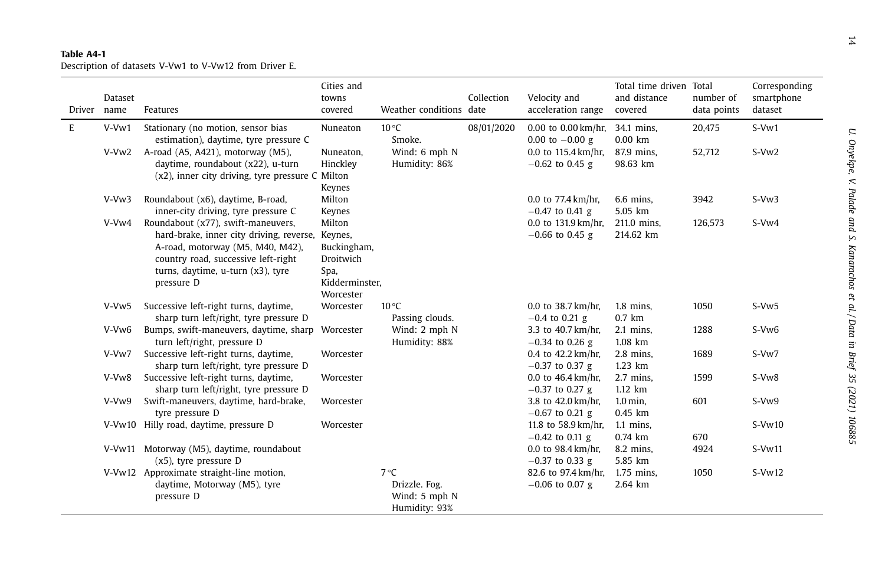**Table A4-1**
Description of datasets V-Vw1 to V-Vw12 from Driver E.

| Driver | Dataset name | Features | Cities and towns covered | Weather conditions | Collection date | Velocity and acceleration range | Total time driven and distance covered | Total number of data points | Corresponding smartphone dataset |
|---|---|---|---|---|---|---|---|---|---|
| E | V-Vw1 | Stationary (no motion, sensor bias estimation), daytime, tyre pressure C | Nuneaton | 10 °C Smoke. Wind: 6 mph N Humidity: 86% | 08/01/2020 | 0.00 to 0.00 km/hr, 0.00 to −0.00 g | 34.1 mins, 0.00 km | 20,475 | S-Vw1 |
| | V-Vw2 | A-road (A5, A421), motorway (M5), daytime, roundabout (x22), u-turn (x2), inner city driving, tyre pressure C | Nuneaton, Hinckley Milton Keynes | | | 0.0 to 115.4 km/hr, −0.62 to 0.45 g | 87.9 mins, 98.63 km | 52,712 | S-Vw2 |
| | V-Vw3 | Roundabout (x6), daytime, B-road, inner-city driving, tyre pressure C | Milton Keynes | | | 0.0 to 77.4 km/hr, −0.47 to 0.41 g | 6.6 mins, 5.05 km | 3942 | S-Vw3 |
| | V-Vw4 | Roundabout (x77), swift-maneuvers, hard-brake, inner city driving, reverse, A-road, motorway (M5, M40, M42), country road, successive left-right turns, daytime, u-turn (x3), tyre pressure D | Milton Keynes, Buckingham, Droitwich Spa, Kidderminster, Worcester | | | 0.0 to 131.9 km/hr, −0.66 to 0.45 g | 211.0 mins, 214.62 km | 126,573 | S-Vw4 |
| | V-Vw5 | Successive left-right turns, daytime, sharp turn left/right, tyre pressure D | Worcester | 10 °C Passing clouds. Wind: 2 mph N Humidity: 88% | | 0.0 to 38.7 km/hr, −0.4 to 0.21 g | 1.8 mins, 0.7 km | 1050 | S-Vw5 |
| | V-Vw6 | Bumps, swift-maneuvers, daytime, sharp turn left/right, pressure D | Worcester | | | 3.3 to 40.7 km/hr, −0.34 to 0.26 g | 2.1 mins, 1.08 km | 1288 | S-Vw6 |
| | V-Vw7 | Successive left-right turns, daytime, sharp turn left/right, tyre pressure D | Worcester | | | 0.4 to 42.2 km/hr, −0.37 to 0.37 g | 2.8 mins, 1.23 km | 1689 | S-Vw7 |
| | V-Vw8 | Successive left-right turns, daytime, sharp turn left/right, tyre pressure D | Worcester | | | 0.0 to 46.4 km/hr, −0.37 to 0.27 g | 2.7 mins, 1.12 km | 1599 | S-Vw8 |
| | V-Vw9 | Swift-maneuvers, daytime, hard-brake, tyre pressure D | Worcester | | | 3.8 to 42.0 km/hr, −0.67 to 0.21 g | 1.0 min, 0.45 km | 601 | S-Vw9 |
| | V-Vw10 | Hilly road, daytime, pressure D | Worcester | | | 11.8 to 58.9 km/hr, −0.42 to 0.11 g | 1.1 mins, 0.74 km | 670 | S-Vw10 |
| | V-Vw11 | Motorway (M5), daytime, roundabout (x5), tyre pressure D | | | | 0.0 to 98.4 km/hr, −0.37 to 0.33 g | 8.2 mins, 5.85 km | 4924 | S-Vw11 |
| | V-Vw12 | Approximate straight-line motion, daytime, Motorway (M5), tyre pressure D | | 7 °C Drizzle. Fog. Wind: 5 mph N Humidity: 93% | | 82.6 to 97.4 km/hr, −0.06 to 0.07 g | 1.75 mins, 2.64 km | 1050 | S-Vw12 |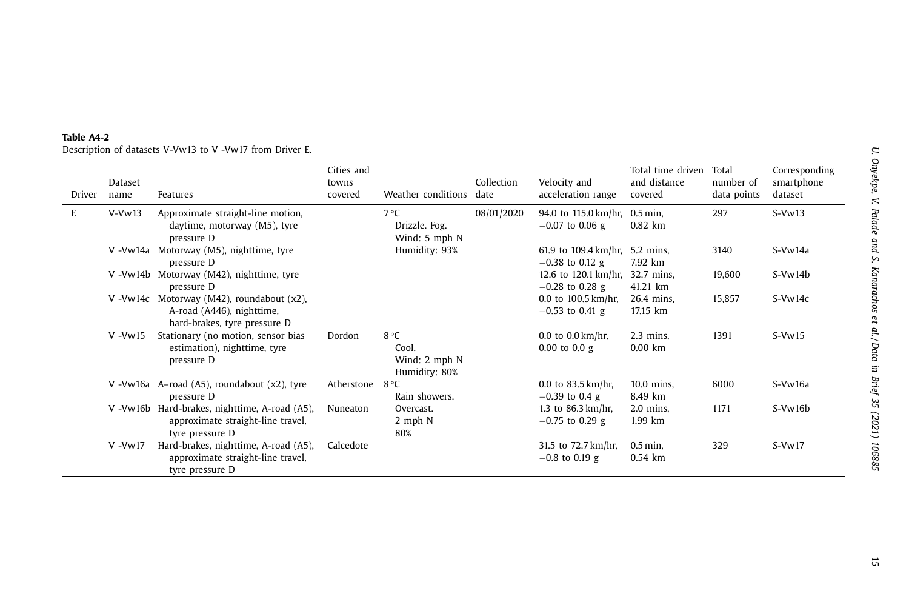**Table A4-2**
Description of datasets V-Vw13 to V -Vw17 from Driver E.

| Driver | Dataset name | Features | Cities and towns covered | Weather conditions | Collection date | Velocity and acceleration range | Total time driven and distance covered | Total number of data points | Corresponding smartphone dataset |
|---|---|---|---|---|---|---|---|---|---|
| E | V-Vw13 | Approximate straight-line motion, daytime, motorway (M5), tyre pressure D | | 7 °C Drizzle. Fog. Wind: 5 mph N Humidity: 93% | 08/01/2020 | 94.0 to 115.0 km/hr, −0.07 to 0.06 g | 0.5 min, 0.82 km | 297 | S-Vw13 |
| | V -Vw14a | Motorway (M5), nighttime, tyre pressure D | | | | 61.9 to 109.4 km/hr, −0.38 to 0.12 g | 5.2 mins, 7.92 km | 3140 | S-Vw14a |
| | V -Vw14b | Motorway (M42), nighttime, tyre pressure D | | | | 12.6 to 120.1 km/hr, −0.28 to 0.28 g | 32.7 mins, 41.21 km | 19,600 | S-Vw14b |
| | V -Vw14c | Motorway (M42), roundabout (x2), A-road (A446), nighttime, hard-brakes, tyre pressure D | | | | 0.0 to 100.5 km/hr, −0.53 to 0.41 g | 26.4 mins, 17.15 km | 15,857 | S-Vw14c |
| | V -Vw15 | Stationary (no motion, sensor bias estimation), nighttime, tyre pressure D | Dordon | 8 °C Cool. Wind: 2 mph N Humidity: 80% | | 0.0 to 0.0 km/hr, 0.00 to 0.0 g | 2.3 mins, 0.00 km | 1391 | S-Vw15 |
| | V -Vw16a | A–road (A5), roundabout (x2), tyre pressure D | Atherstone | 8 °C Rain showers. | | 0.0 to 83.5 km/hr, −0.39 to 0.4 g | 10.0 mins, 8.49 km | 6000 | S-Vw16a |
| | V -Vw16b | Hard-brakes, nighttime, A-road (A5), approximate straight-line travel, tyre pressure D | Nuneaton | Overcast. 2 mph N 80% | | 1.3 to 86.3 km/hr, −0.75 to 0.29 g | 2.0 mins, 1.99 km | 1171 | S-Vw16b |
| | V -Vw17 | Hard-brakes, nighttime, A-road (A5), approximate straight-line travel, tyre pressure D | Calcedote | | | 31.5 to 72.7 km/hr, −0.8 to 0.19 g | 0.5 min, 0.54 km | 329 | S-Vw17 |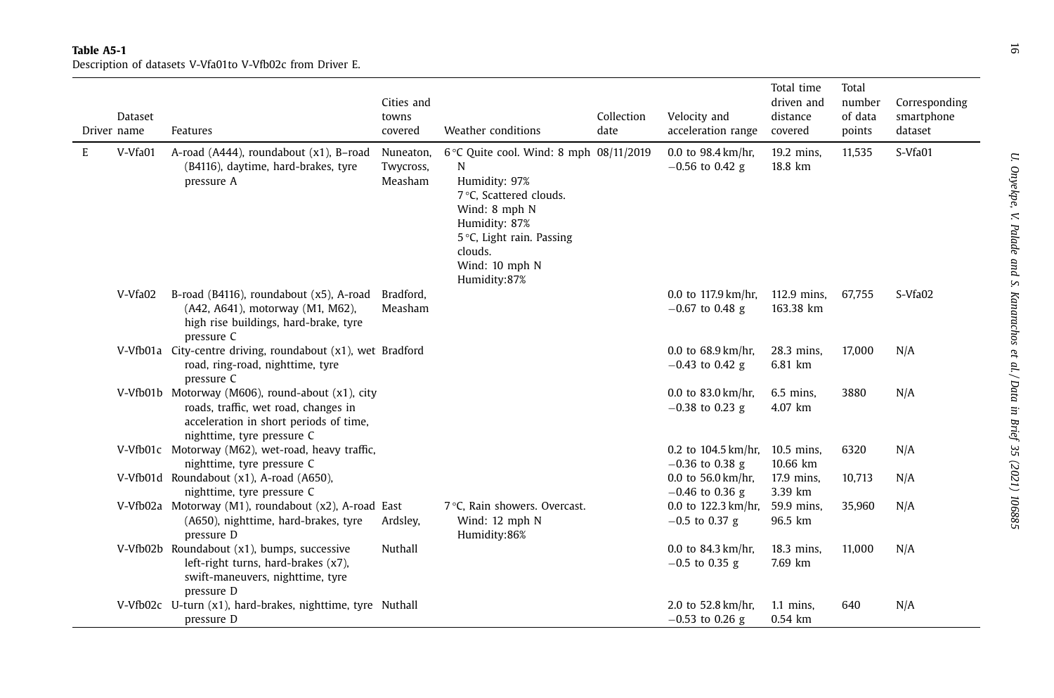**Table A5-1**
Description of datasets V-Vfa01to V-Vfb02c from Driver E.

| Driver | Dataset name | Features | Cities and towns covered | Weather conditions | Collection date | Velocity and acceleration range | Total time driven and distance covered | Total number of data points | Corresponding smartphone dataset |
|---|---|---|---|---|---|---|---|---|---|
| E | V-Vfa01 | A-road (A444), roundabout (x1), B–road (B4116), daytime, hard-brakes, tyre pressure A | Nuneaton, Twycross, Measham | 6 °C Quite cool. Wind: 8 mph N Humidity: 97% 7 °C, Scattered clouds. Wind: 8 mph N Humidity: 87% 5 °C, Light rain. Passing clouds. Wind: 10 mph N Humidity:87% | 08/11/2019 | 0.0 to 98.4 km/hr, −0.56 to 0.42 g | 19.2 mins, 18.8 km | 11,535 | S-Vfa01 |
| | V-Vfa02 | B-road (B4116), roundabout (x5), A-road (A42, A641), motorway (M1, M62), high rise buildings, hard-brake, tyre pressure C | Bradford, Measham | | | 0.0 to 117.9 km/hr, −0.67 to 0.48 g | 112.9 mins, 163.38 km | 67,755 | S-Vfa02 |
| | V-Vfb01a | City-centre driving, roundabout (x1), wet road, ring-road, nighttime, tyre pressure C | Bradford | | | 0.0 to 68.9 km/hr, −0.43 to 0.42 g | 28.3 mins, 6.81 km | 17,000 | N/A |
| | V-Vfb01b | Motorway (M606), round-about (x1), city roads, traffic, wet road, changes in acceleration in short periods of time, nighttime, tyre pressure C | | | | 0.0 to 83.0 km/hr, −0.38 to 0.23 g | 6.5 mins, 4.07 km | 3880 | N/A |
| | V-Vfb01c | Motorway (M62), wet-road, heavy traffic, nighttime, tyre pressure C | | | | 0.2 to 104.5 km/hr, −0.36 to 0.38 g | 10.5 mins, 10.66 km | 6320 | N/A |
| | V-Vfb01d | Roundabout (x1), A-road (A650), nighttime, tyre pressure C | | | | 0.0 to 56.0 km/hr, −0.46 to 0.36 g | 17.9 mins, 3.39 km | 10,713 | N/A |
| | V-Vfb02a | Motorway (M1), roundabout (x2), A-road (A650), nighttime, hard-brakes, tyre pressure D | East Ardsley, | 7 °C, Rain showers. Overcast. Wind: 12 mph N Humidity:86% | | 0.0 to 122.3 km/hr, −0.5 to 0.37 g | 59.9 mins, 96.5 km | 35,960 | N/A |
| | V-Vfb02b | Roundabout (x1), bumps, successive left-right turns, hard-brakes (x7), swift-maneuvers, nighttime, tyre pressure D | Nuthall | | | 0.0 to 84.3 km/hr, −0.5 to 0.35 g | 18.3 mins, 7.69 km | 11,000 | N/A |
| | V-Vfb02c | U-turn (x1), hard-brakes, nighttime, tyre pressure D | Nuthall | | | 2.0 to 52.8 km/hr, −0.53 to 0.26 g | 1.1 mins, 0.54 km | 640 | N/A |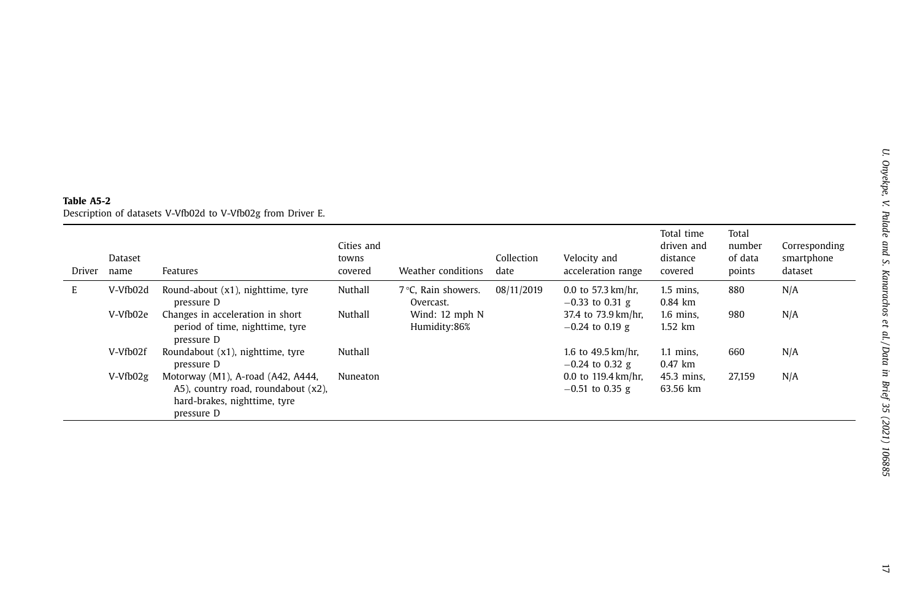**Table A5-2**
Description of datasets V-Vfb02d to V-Vfb02g from Driver E.

| Driver | Dataset name | Features | Cities and towns covered | Weather conditions | Collection date | Velocity and acceleration range | Total time driven and distance covered | Total number of data points | Corresponding smartphone dataset |
|---|---|---|---|---|---|---|---|---|---|
| E | V-Vfb02d | Round-about (x1), nighttime, tyre pressure D | Nuthall | 7 °C, Rain showers. Overcast. Wind: 12 mph N Humidity:86% | 08/11/2019 | 0.0 to 57.3 km/hr, −0.33 to 0.31 g | 1.5 mins, 0.84 km | 880 | N/A |
| | V-Vfb02e | Changes in acceleration in short period of time, nighttime, tyre pressure D | Nuthall | | | 37.4 to 73.9 km/hr, −0.24 to 0.19 g | 1.6 mins, 1.52 km | 980 | N/A |
| | V-Vfb02f | Roundabout (x1), nighttime, tyre pressure D | Nuthall | | | 1.6 to 49.5 km/hr, −0.24 to 0.32 g | 1.1 mins, 0.47 km | 660 | N/A |
| | V-Vfb02g | Motorway (M1), A-road (A42, A444, A5), country road, roundabout (x2), hard-brakes, nighttime, tyre pressure D | Nuneaton | | | 0.0 to 119.4 km/hr, −0.51 to 0.35 g | 45.3 mins, 63.56 km | 27,159 | N/A |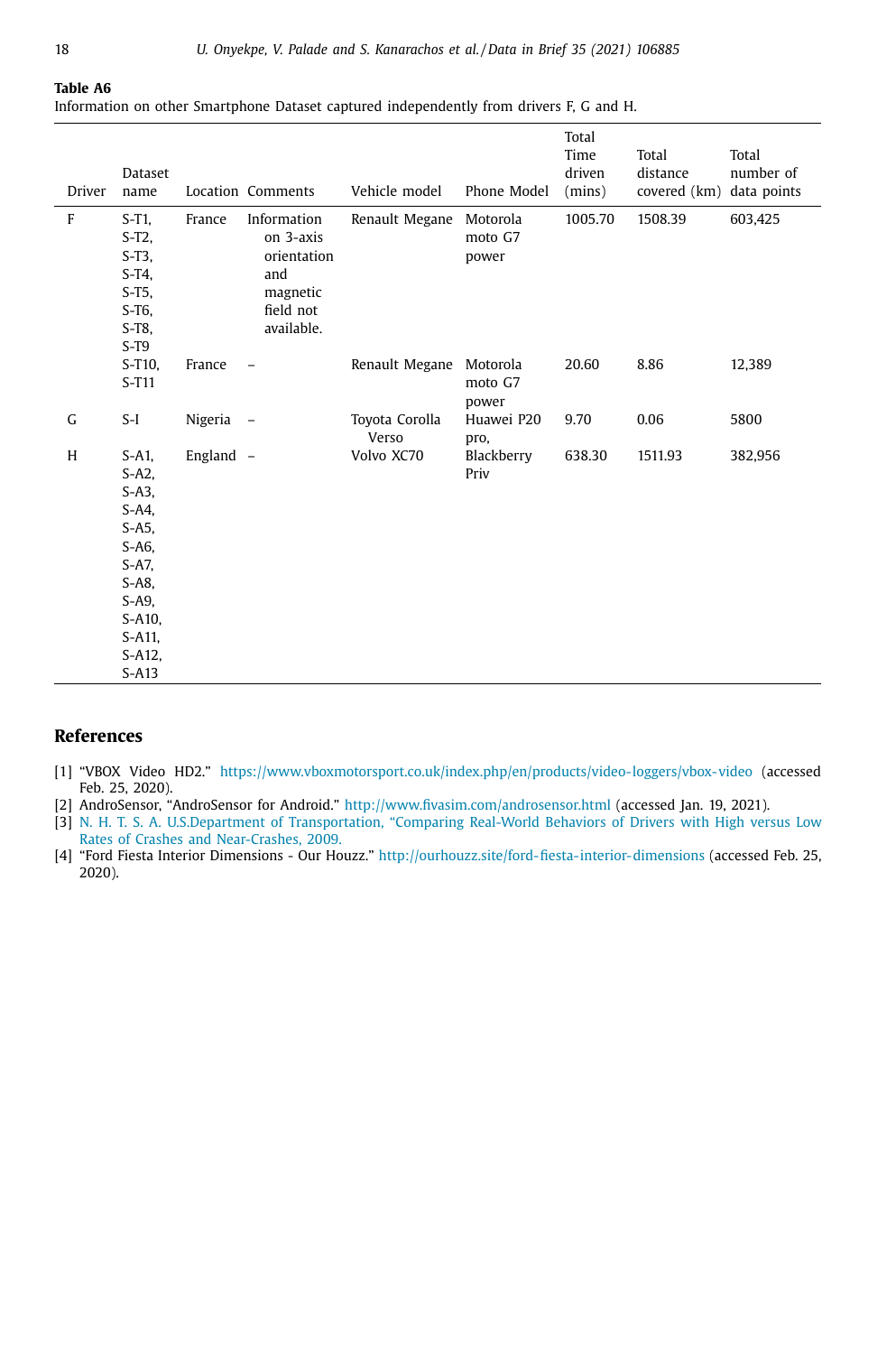**Table A6**
Information on other Smartphone Dataset captured independently from drivers F, G and H.

| Driver | Dataset name | Location | Comments | Vehicle model | Phone Model | Total Time driven (mins) | Total distance covered (km) | Total number of data points |
|---|---|---|---|---|---|---|---|---|
| F | S-T1, S-T2, S-T3, S-T4, S-T5, S-T6, S-T8, S-T9 | France | Information on 3-axis orientation and magnetic field not available. | Renault Megane | Motorola moto G7 power | 1005.70 | 1508.39 | 603,425 |
| | S-T10, S-T11 | France | – | Renault Megane | Motorola moto G7 power | 20.60 | 8.86 | 12,389 |
| G | S-I | Nigeria | – | Toyota Corolla Verso | Huawei P20 pro, | 9.70 | 0.06 | 5800 |
| H | S-A1, S-A2, S-A3, S-A4, S-A5, S-A6, S-A7, S-A8, S-A9, S-A10, S-A11, S-A12, S-A13 | England | – | Volvo XC70 | Blackberry Priv | 638.30 | 1511.93 | 382,956 |

## References

[1] “VBOX Video HD2.” https://www.vboxmotorsport.co.uk/index.php/en/products/video-loggers/vbox-video (accessed Feb. 25, 2020).

[2] AndroSensor, “AndroSensor for Android.” http://www.fivasim.com/androsensor.html (accessed Jan. 19, 2021).

[3] N. H. T. S. A. U.S.Department of Transportation, “Comparing Real-World Behaviors of Drivers with High versus Low Rates of Crashes and Near-Crashes, 2009.

[4] “Ford Fiesta Interior Dimensions - Our Houzz.” http://ourhouzz.site/ford-fiesta-interior-dimensions (accessed Feb. 25, 2020).